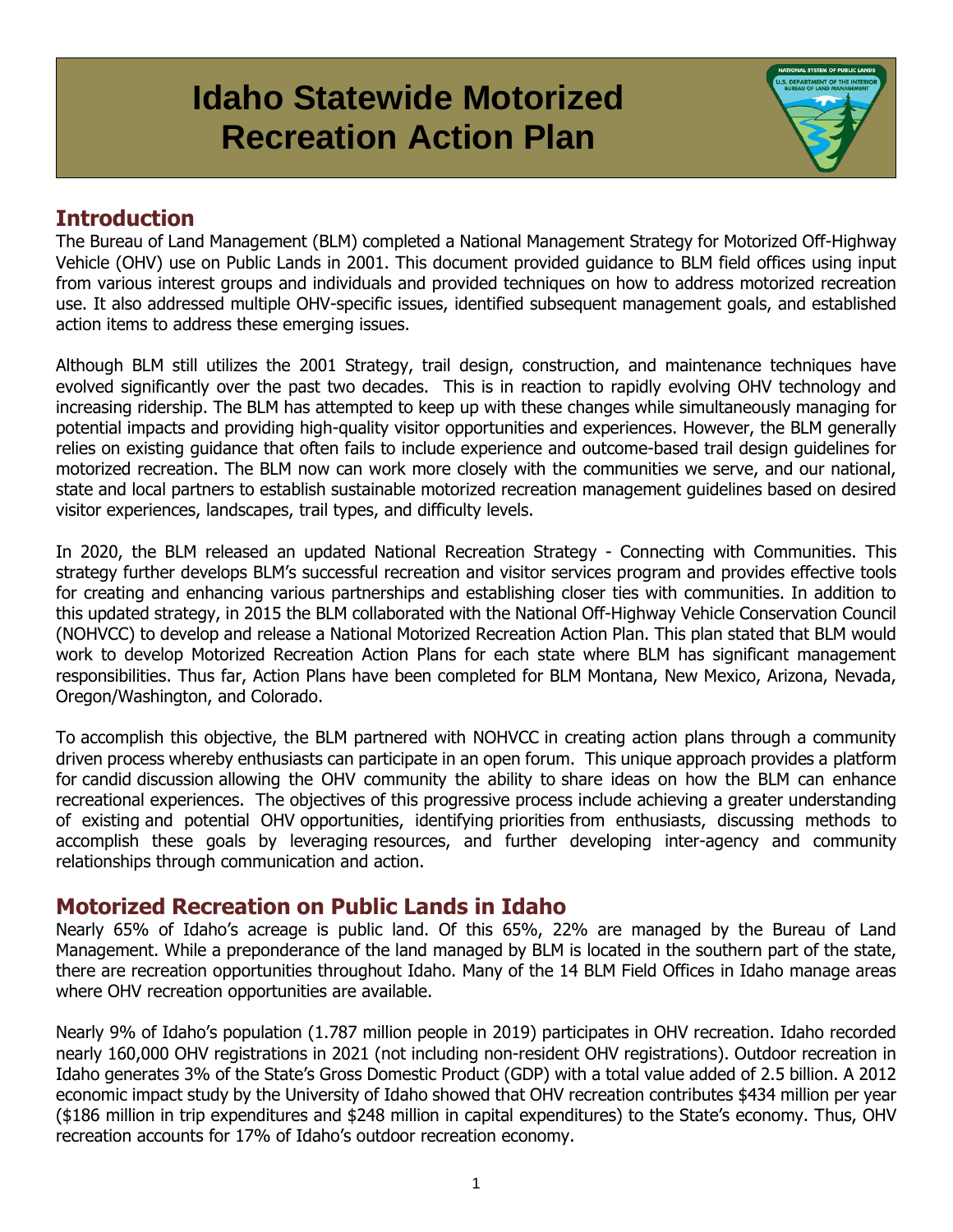# Idaho Statewide Motorized Recreation Action Plan

## Introduction

The Bureau of Land Management (BLM) completed a National Management Strategy for Motorized Off-Highway Vehicle (OHV) use on Public Lands in 2001. This document provided guidance to BLM field offices using input from various interest groups and individuals and provided techniques on how to address motorized recreation use. It also addressed multiple OHV-specific issues, identified subsequent management goals, and established action items to address these emerging issues.

Although BLM still utilizes the 2001 Strategy, trail design, construction, and maintenance techniques have evolved significantly over the past two decades. This is in reaction to rapidly evolving OHV technology and increasing ridership. The BLM has attempted to keep up with these changes while simultaneously managing for potential impacts and providing high-quality visitor opportunities and experiences. However, the BLM generally relies on existing guidance that often fails to include experience and outcome-based trail design guidelines for motorized recreation. The BLM now can work more closely with the communities we serve, and our national, state and local partners to establish sustainable motorized recreation management guidelines based on desired visitor experiences, landscapes, trail types, and difficulty levels.

In 2020, the BLM released an updated National Recreation Strategy - Connecting with Communities. This strategy further develops BLM's successful recreation and visitor services program and provides effective tools for creating and enhancing various partnerships and establishing closer ties with communities. In addition to this updated strategy, in 2015 the BLM collaborated with the National Off-Highway Vehicle Conservation Council (NOHVCC) to develop and release a National Motorized Recreation Action Plan. This plan stated that BLM would work to develop Motorized Recreation Action Plans for each state where BLM has significant management responsibilities. Thus far, Action Plans have been completed for BLM Montana, New Mexico, Arizona, Nevada, Oregon/Washington, and Colorado.

To accomplish this objective, the BLM partnered with NOHVCC in creating action plans through a community driven process whereby enthusiasts can participate in an open forum. This unique approach provides a platform for candid discussion allowing the OHV community the ability to share ideas on how the BLM can enhance recreational experiences. The objectives of this progressive process include achieving a greater understanding of existing and potential OHV opportunities, identifying priorities from enthusiasts, discussing methods to accomplish these goals by leveraging resources, and further developing inter-agency and community relationships through communication and action.

## Motorized Recreation on Public Lands in Idaho

Nearly 65% of Idaho's acreage is public land. Of this 65%, 22% are managed by the Bureau of Land Management. While a preponderance of the land managed by BLM is located in the southern part of the state, there are recreation opportunities throughout Idaho. Many of the 14 BLM Field Offices in Idaho manage areas where OHV recreation opportunities are available.

Nearly 9% of Idaho's population (1.787 million people in 2019) participates in OHV recreation. Idaho recorded nearly 160,000 OHV registrations in 2021 (not including non-resident OHV registrations). Outdoor recreation in Idaho generates 3% of the State's Gross Domestic Product (GDP) with a total value added of 2.5 billion. A 2012 economic impact study by the University of Idaho showed that OHV recreation contributes $434 million per year ($186 million in trip expenditures and $248 million in capital expenditures) to the State's economy. Thus, OHV recreation accounts for 17% of Idaho's outdoor recreation economy.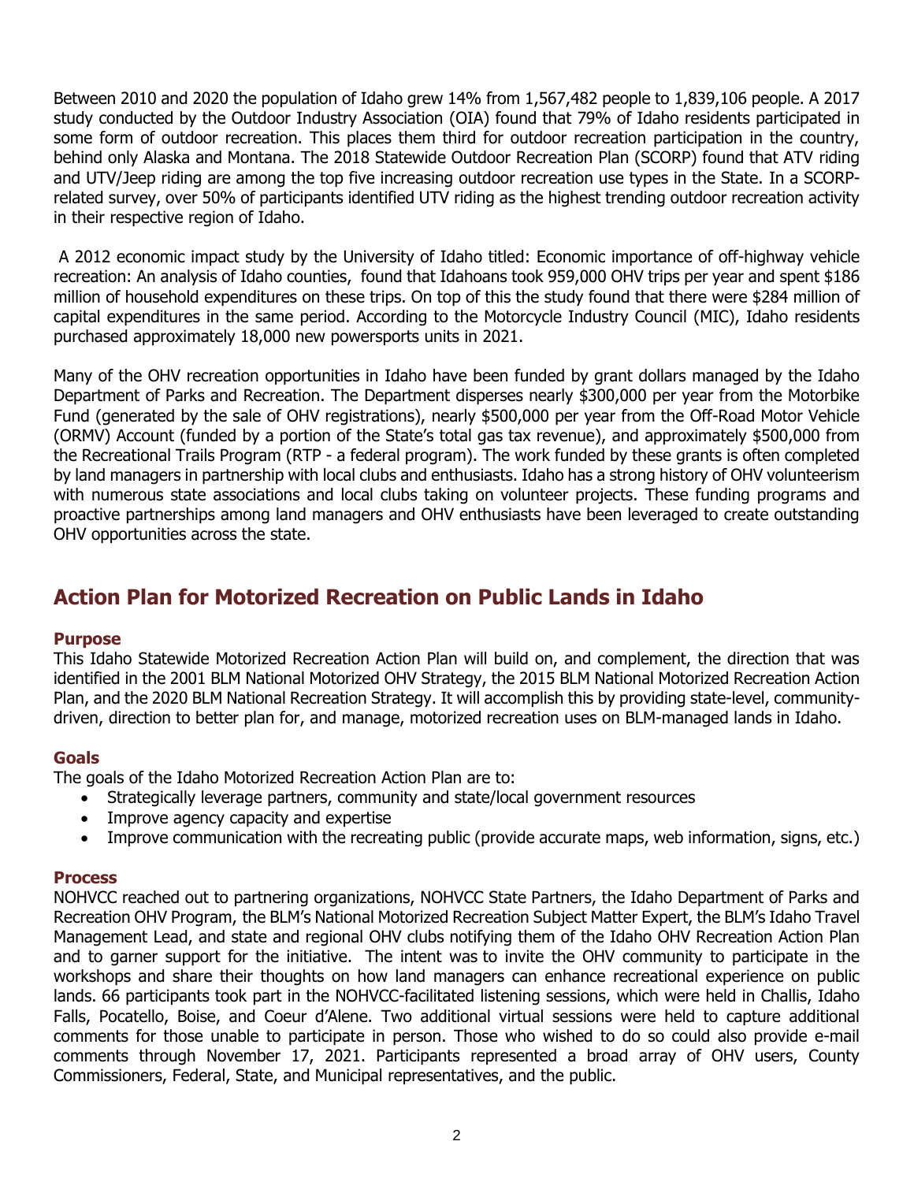Between 2010 and 2020 the population of Idaho grew 14% from 1,567,482 people to 1,839,106 people. A 2017 study conducted by the Outdoor Industry Association (OIA) found that 79% of Idaho residents participated in some form of outdoor recreation. This places them third for outdoor recreation participation in the country, behind only Alaska and Montana. The 2018 Statewide Outdoor Recreation Plan (SCORP) found that ATV riding and UTV/Jeep riding are among the top five increasing outdoor recreation use types in the State. In a SCORP-related survey, over 50% of participants identified UTV riding as the highest trending outdoor recreation activity in their respective region of Idaho.

A 2012 economic impact study by the University of Idaho titled: Economic importance of off-highway vehicle recreation: An analysis of Idaho counties, found that Idahoans took 959,000 OHV trips per year and spent $186 million of household expenditures on these trips. On top of this the study found that there were $284 million of capital expenditures in the same period. According to the Motorcycle Industry Council (MIC), Idaho residents purchased approximately 18,000 new powersports units in 2021.

Many of the OHV recreation opportunities in Idaho have been funded by grant dollars managed by the Idaho Department of Parks and Recreation. The Department disperses nearly $300,000 per year from the Motorbike Fund (generated by the sale of OHV registrations), nearly $500,000 per year from the Off-Road Motor Vehicle (ORMV) Account (funded by a portion of the State's total gas tax revenue), and approximately $500,000 from the Recreational Trails Program (RTP - a federal program). The work funded by these grants is often completed by land managers in partnership with local clubs and enthusiasts. Idaho has a strong history of OHV volunteerism with numerous state associations and local clubs taking on volunteer projects. These funding programs and proactive partnerships among land managers and OHV enthusiasts have been leveraged to create outstanding OHV opportunities across the state.

## Action Plan for Motorized Recreation on Public Lands in Idaho

### Purpose

This Idaho Statewide Motorized Recreation Action Plan will build on, and complement, the direction that was identified in the 2001 BLM National Motorized OHV Strategy, the 2015 BLM National Motorized Recreation Action Plan, and the 2020 BLM National Recreation Strategy. It will accomplish this by providing state-level, community-driven, direction to better plan for, and manage, motorized recreation uses on BLM-managed lands in Idaho.

### Goals

The goals of the Idaho Motorized Recreation Action Plan are to:

- Strategically leverage partners, community and state/local government resources
- Improve agency capacity and expertise
- Improve communication with the recreating public (provide accurate maps, web information, signs, etc.)

### Process

NOHVCC reached out to partnering organizations, NOHVCC State Partners, the Idaho Department of Parks and Recreation OHV Program, the BLM's National Motorized Recreation Subject Matter Expert, the BLM's Idaho Travel Management Lead, and state and regional OHV clubs notifying them of the Idaho OHV Recreation Action Plan and to garner support for the initiative. The intent was to invite the OHV community to participate in the workshops and share their thoughts on how land managers can enhance recreational experience on public lands. 66 participants took part in the NOHVCC-facilitated listening sessions, which were held in Challis, Idaho Falls, Pocatello, Boise, and Coeur d'Alene. Two additional virtual sessions were held to capture additional comments for those unable to participate in person. Those who wished to do so could also provide e-mail comments through November 17, 2021. Participants represented a broad array of OHV users, County Commissioners, Federal, State, and Municipal representatives, and the public.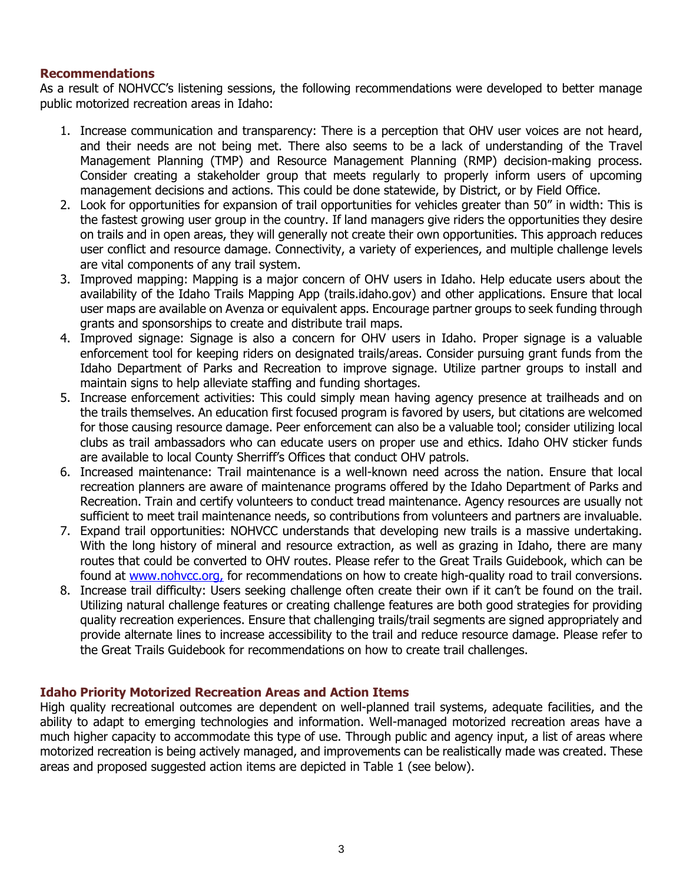## Recommendations

As a result of NOHVCC's listening sessions, the following recommendations were developed to better manage public motorized recreation areas in Idaho:

1. Increase communication and transparency: There is a perception that OHV user voices are not heard, and their needs are not being met. There also seems to be a lack of understanding of the Travel Management Planning (TMP) and Resource Management Planning (RMP) decision-making process. Consider creating a stakeholder group that meets regularly to properly inform users of upcoming management decisions and actions. This could be done statewide, by District, or by Field Office.
2. Look for opportunities for expansion of trail opportunities for vehicles greater than 50" in width: This is the fastest growing user group in the country. If land managers give riders the opportunities they desire on trails and in open areas, they will generally not create their own opportunities. This approach reduces user conflict and resource damage. Connectivity, a variety of experiences, and multiple challenge levels are vital components of any trail system.
3. Improved mapping: Mapping is a major concern of OHV users in Idaho. Help educate users about the availability of the Idaho Trails Mapping App (trails.idaho.gov) and other applications. Ensure that local user maps are available on Avenza or equivalent apps. Encourage partner groups to seek funding through grants and sponsorships to create and distribute trail maps.
4. Improved signage: Signage is also a concern for OHV users in Idaho. Proper signage is a valuable enforcement tool for keeping riders on designated trails/areas. Consider pursuing grant funds from the Idaho Department of Parks and Recreation to improve signage. Utilize partner groups to install and maintain signs to help alleviate staffing and funding shortages.
5. Increase enforcement activities: This could simply mean having agency presence at trailheads and on the trails themselves. An education first focused program is favored by users, but citations are welcomed for those causing resource damage. Peer enforcement can also be a valuable tool; consider utilizing local clubs as trail ambassadors who can educate users on proper use and ethics. Idaho OHV sticker funds are available to local County Sherriff's Offices that conduct OHV patrols.
6. Increased maintenance: Trail maintenance is a well-known need across the nation. Ensure that local recreation planners are aware of maintenance programs offered by the Idaho Department of Parks and Recreation. Train and certify volunteers to conduct tread maintenance. Agency resources are usually not sufficient to meet trail maintenance needs, so contributions from volunteers and partners are invaluable.
7. Expand trail opportunities: NOHVCC understands that developing new trails is a massive undertaking. With the long history of mineral and resource extraction, as well as grazing in Idaho, there are many routes that could be converted to OHV routes. Please refer to the Great Trails Guidebook, which can be found at [www.nohvcc.org,](http://www.nohvcc.org) for recommendations on how to create high-quality road to trail conversions.
8. Increase trail difficulty: Users seeking challenge often create their own if it can't be found on the trail. Utilizing natural challenge features or creating challenge features are both good strategies for providing quality recreation experiences. Ensure that challenging trails/trail segments are signed appropriately and provide alternate lines to increase accessibility to the trail and reduce resource damage. Please refer to the Great Trails Guidebook for recommendations on how to create trail challenges.

## Idaho Priority Motorized Recreation Areas and Action Items

High quality recreational outcomes are dependent on well-planned trail systems, adequate facilities, and the ability to adapt to emerging technologies and information. Well-managed motorized recreation areas have a much higher capacity to accommodate this type of use. Through public and agency input, a list of areas where motorized recreation is being actively managed, and improvements can be realistically made was created. These areas and proposed suggested action items are depicted in Table 1 (see below).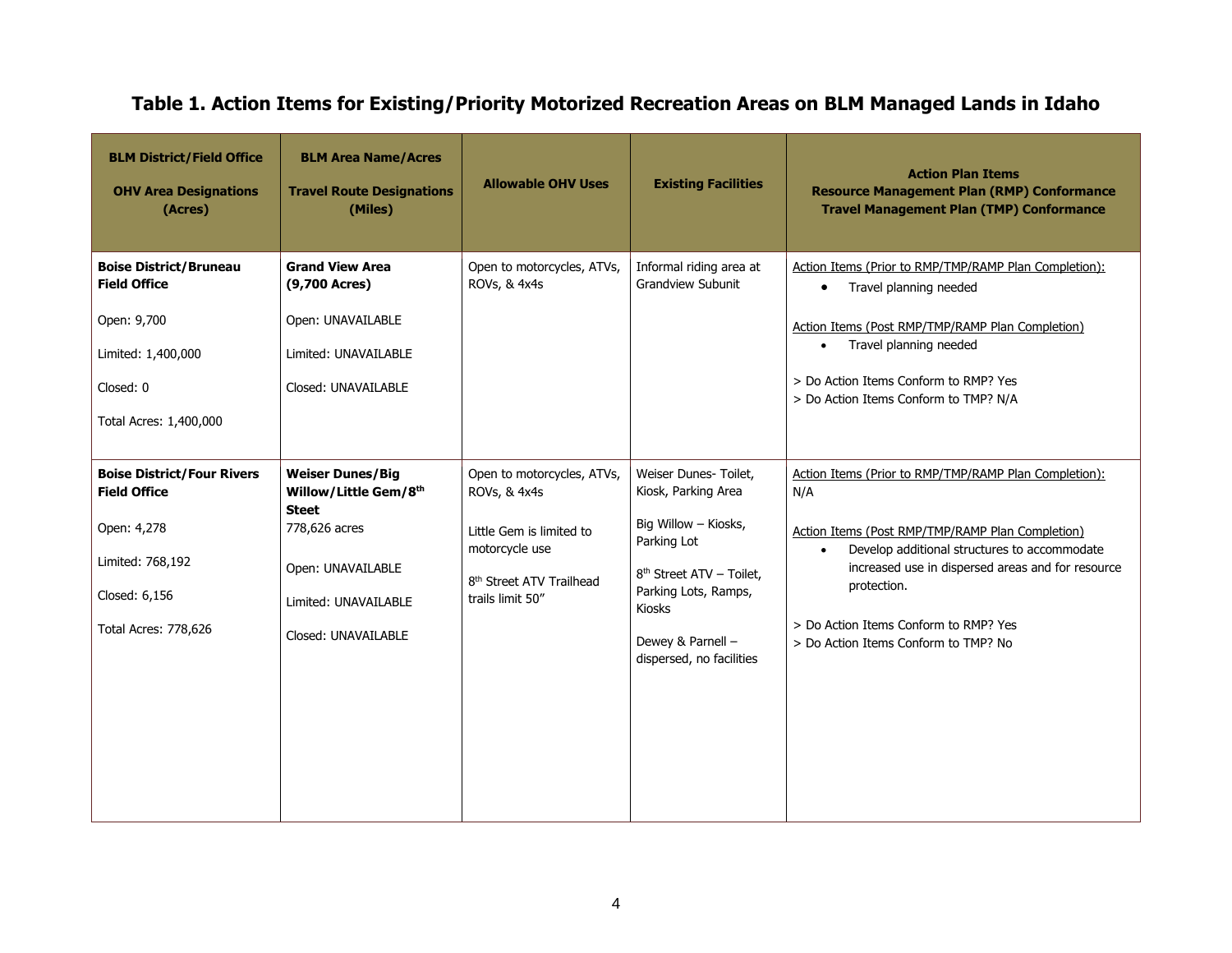# Table 1. Action Items for Existing/Priority Motorized Recreation Areas on BLM Managed Lands in Idaho

| BLM District/Field Office<br><br>OHV Area Designations (Acres) | BLM Area Name/Acres<br><br>Travel Route Designations (Miles) | Allowable OHV Uses | Existing Facilities | Action Plan Items<br>Resource Management Plan (RMP) Conformance<br>Travel Management Plan (TMP) Conformance |
|---|---|---|---|---|
| **Boise District/Bruneau Field Office**<br><br>Open: 9,700<br><br>Limited: 1,400,000<br><br>Closed: 0<br><br>Total Acres: 1,400,000 | **Grand View Area (9,700 Acres)**<br><br>Open: UNAVAILABLE<br><br>Limited: UNAVAILABLE<br><br>Closed: UNAVAILABLE | Open to motorcycles, ATVs, ROVs, & 4x4s | Informal riding area at Grandview Subunit | Action Items (Prior to RMP/TMP/RAMP Plan Completion):<br>• Travel planning needed<br><br>Action Items (Post RMP/TMP/RAMP Plan Completion)<br>• Travel planning needed<br><br>> Do Action Items Conform to RMP? Yes<br>> Do Action Items Conform to TMP? N/A |
| **Boise District/Four Rivers Field Office**<br><br>Open: 4,278<br><br>Limited: 768,192<br><br>Closed: 6,156<br><br>Total Acres: 778,626 | **Weiser Dunes/Big Willow/Little Gem/8th Steet**<br>778,626 acres<br><br>Open: UNAVAILABLE<br><br>Limited: UNAVAILABLE<br><br>Closed: UNAVAILABLE | Open to motorcycles, ATVs, ROVs, & 4x4s<br><br>Little Gem is limited to motorcycle use<br><br>8th Street ATV Trailhead trails limit 50" | Weiser Dunes- Toilet, Kiosk, Parking Area<br><br>Big Willow – Kiosks, Parking Lot<br><br>8th Street ATV – Toilet, Parking Lots, Ramps, Kiosks<br><br>Dewey & Parnell – dispersed, no facilities | Action Items (Prior to RMP/TMP/RAMP Plan Completion):<br>N/A<br><br>Action Items (Post RMP/TMP/RAMP Plan Completion)<br>• Develop additional structures to accommodate increased use in dispersed areas and for resource protection.<br><br>> Do Action Items Conform to RMP? Yes<br>> Do Action Items Conform to TMP? No |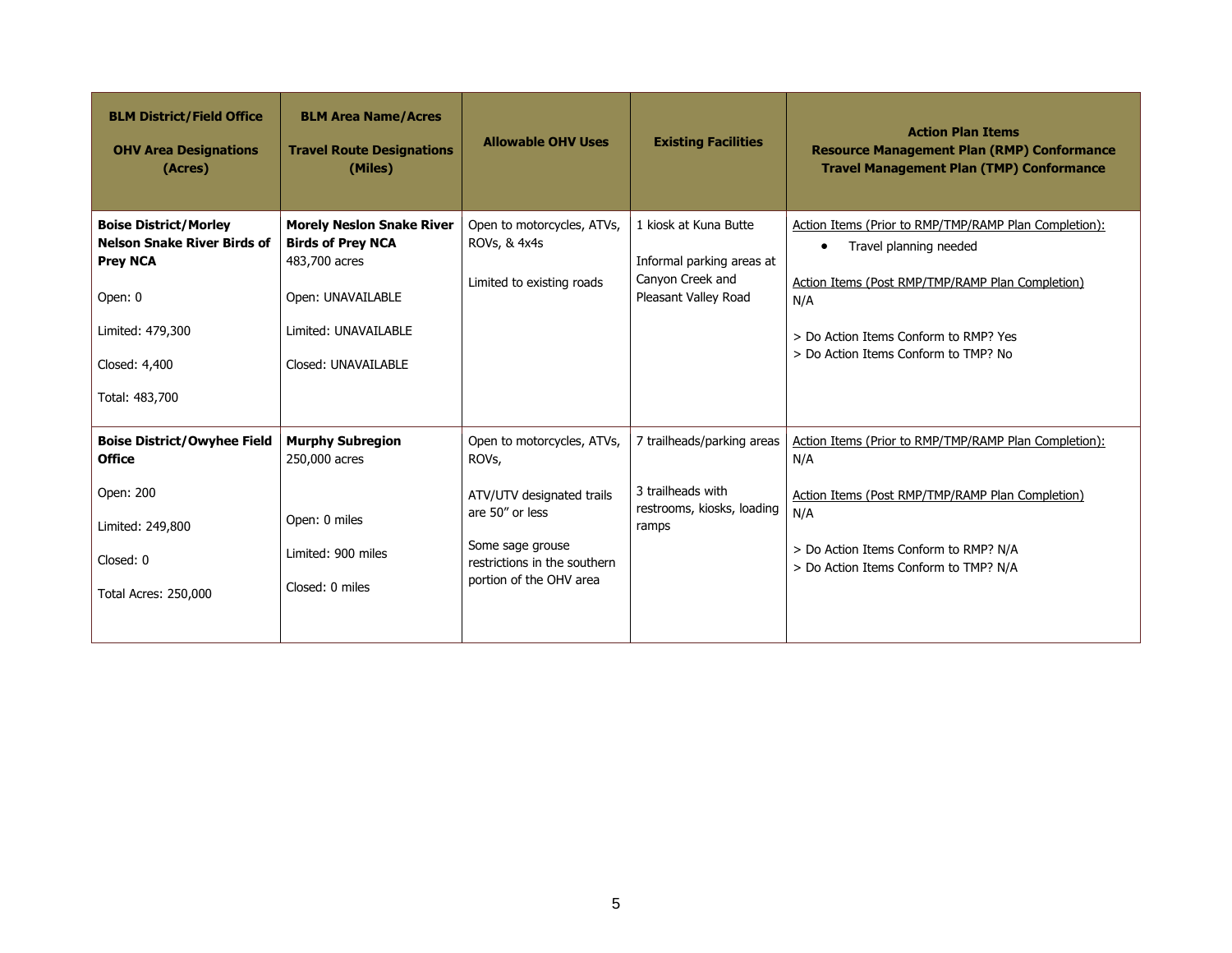| **BLM District/Field Office**<br><br>**OHV Area Designations (Acres)** | **BLM Area Name/Acres**<br><br>**Travel Route Designations (Miles)** | **Allowable OHV Uses** | **Existing Facilities** | **Action Plan Items**<br>**Resource Management Plan (RMP) Conformance**<br>**Travel Management Plan (TMP) Conformance** |
|---|---|---|---|---|
| **Boise District/Morley Nelson Snake River Birds of Prey NCA**<br><br>Open: 0<br><br>Limited: 479,300<br><br>Closed: 4,400<br><br>Total: 483,700 | **Morely Neslon Snake River Birds of Prey NCA**<br>483,700 acres<br><br>Open: UNAVAILABLE<br><br>Limited: UNAVAILABLE<br><br>Closed: UNAVAILABLE | Open to motorcycles, ATVs, ROVs, & 4x4s<br><br>Limited to existing roads | 1 kiosk at Kuna Butte<br><br>Informal parking areas at Canyon Creek and Pleasant Valley Road | Action Items (Prior to RMP/TMP/RAMP Plan Completion):<br>• Travel planning needed<br><br>Action Items (Post RMP/TMP/RAMP Plan Completion)<br>N/A<br><br>> Do Action Items Conform to RMP? Yes<br>> Do Action Items Conform to TMP? No |
| **Boise District/Owyhee Field Office**<br><br>Open: 200<br><br>Limited: 249,800<br><br>Closed: 0<br><br>Total Acres: 250,000 | **Murphy Subregion**<br>250,000 acres<br><br>Open: 0 miles<br><br>Limited: 900 miles<br><br>Closed: 0 miles | Open to motorcycles, ATVs, ROVs,<br><br>ATV/UTV designated trails are 50" or less<br><br>Some sage grouse restrictions in the southern portion of the OHV area | 7 trailheads/parking areas<br><br>3 trailheads with restrooms, kiosks, loading ramps | Action Items (Prior to RMP/TMP/RAMP Plan Completion):<br>N/A<br><br>Action Items (Post RMP/TMP/RAMP Plan Completion)<br>N/A<br><br>> Do Action Items Conform to RMP? N/A<br>> Do Action Items Conform to TMP? N/A |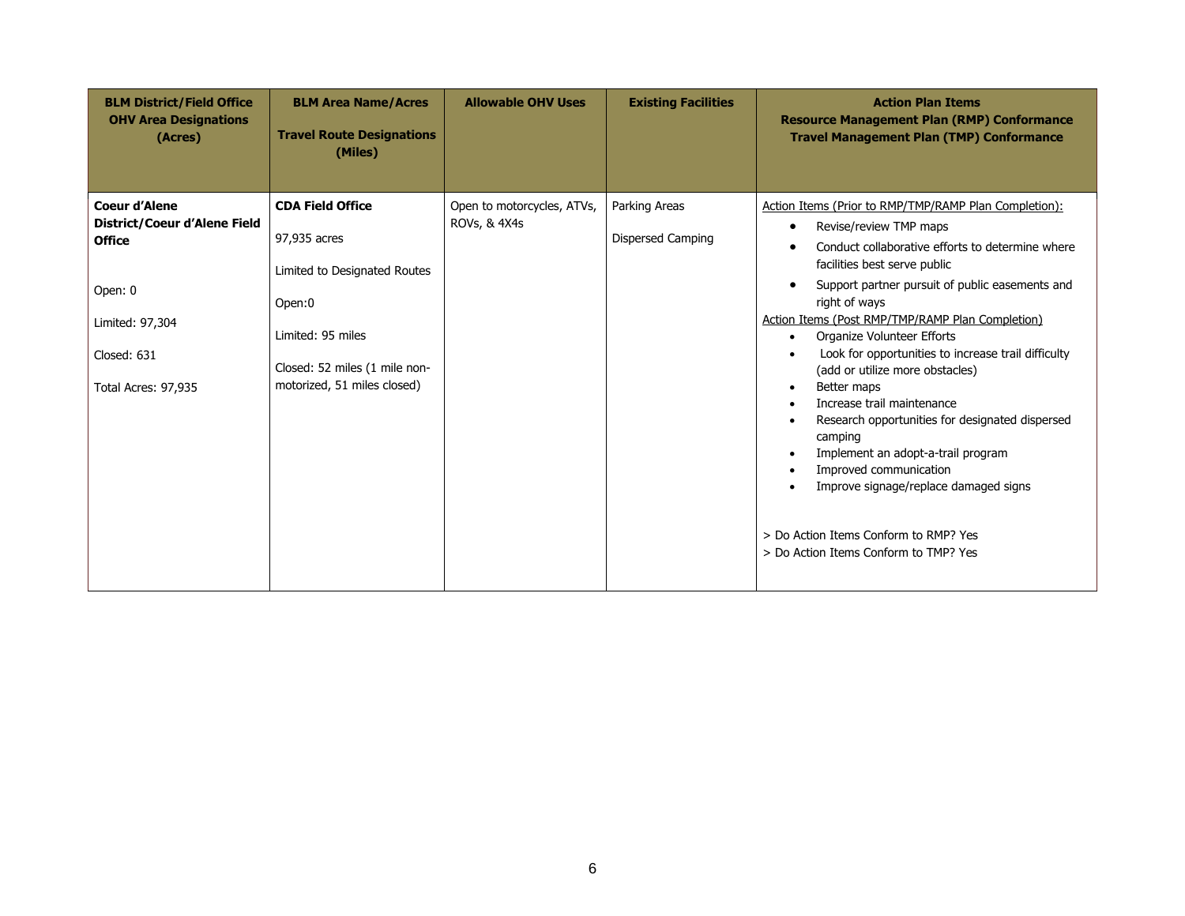| BLM District/Field Office OHV Area Designations (Acres) | BLM Area Name/Acres<br><br>Travel Route Designations (Miles) | Allowable OHV Uses | Existing Facilities | Action Plan Items<br>Resource Management Plan (RMP) Conformance<br>Travel Management Plan (TMP) Conformance |
|---|---|---|---|---|
| **Coeur d'Alene District/Coeur d'Alene Field Office**<br><br>Open: 0<br><br>Limited: 97,304<br><br>Closed: 631<br><br>Total Acres: 97,935 | **CDA Field Office**<br><br>97,935 acres<br><br>Limited to Designated Routes<br><br>Open:0<br><br>Limited: 95 miles<br><br>Closed: 52 miles (1 mile non-motorized, 51 miles closed) | Open to motorcycles, ATVs, ROVs, & 4X4s | Parking Areas<br><br>Dispersed Camping | Action Items (Prior to RMP/TMP/RAMP Plan Completion):<br>• Revise/review TMP maps<br>• Conduct collaborative efforts to determine where facilities best serve public<br>• Support partner pursuit of public easements and right of ways<br>Action Items (Post RMP/TMP/RAMP Plan Completion)<br>• Organize Volunteer Efforts<br>• Look for opportunities to increase trail difficulty (add or utilize more obstacles)<br>• Better maps<br>• Increase trail maintenance<br>• Research opportunities for designated dispersed camping<br>• Implement an adopt-a-trail program<br>• Improved communication<br>• Improve signage/replace damaged signs<br><br>> Do Action Items Conform to RMP? Yes<br>> Do Action Items Conform to TMP? Yes |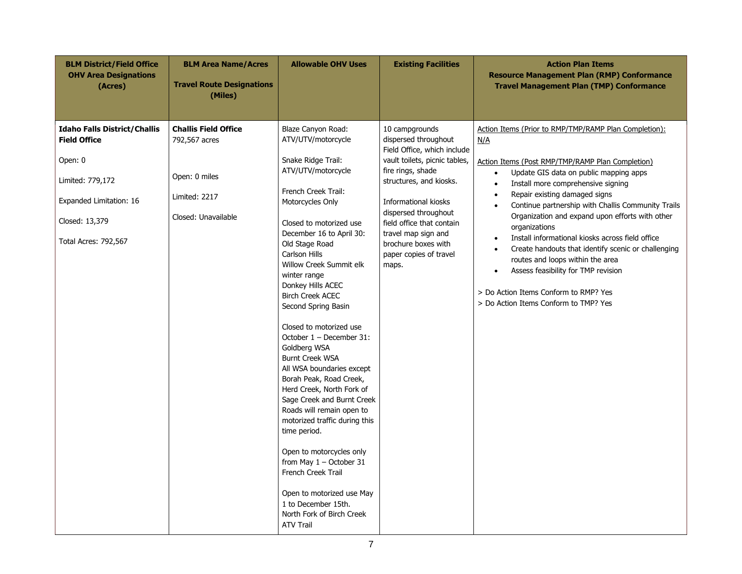| BLM District/Field Office OHV Area Designations (Acres) | BLM Area Name/Acres<br><br>Travel Route Designations (Miles) | Allowable OHV Uses | Existing Facilities | Action Plan Items<br>Resource Management Plan (RMP) Conformance<br>Travel Management Plan (TMP) Conformance |
|---|---|---|---|---|
| **Idaho Falls District/Challis Field Office**<br><br>Open: 0<br><br>Limited: 779,172<br><br>Expanded Limitation: 16<br><br>Closed: 13,379<br><br>Total Acres: 792,567 | **Challis Field Office**<br>792,567 acres<br><br>Open: 0 miles<br><br>Limited: 2217<br><br>Closed: Unavailable | Blaze Canyon Road: ATV/UTV/motorcycle<br><br>Snake Ridge Trail: ATV/UTV/motorcycle<br><br>French Creek Trail: Motorcycles Only<br><br>Closed to motorized use December 16 to April 30:<br>Old Stage Road<br>Carlson Hills<br>Willow Creek Summit elk winter range<br>Donkey Hills ACEC<br>Birch Creek ACEC<br>Second Spring Basin<br><br>Closed to motorized use October 1 – December 31:<br>Goldberg WSA<br>Burnt Creek WSA<br>All WSA boundaries except Borah Peak, Road Creek, Herd Creek, North Fork of Sage Creek and Burnt Creek Roads will remain open to motorized traffic during this time period.<br><br>Open to motorcycles only from May 1 – October 31<br>French Creek Trail<br><br>Open to motorized use May 1 to December 15th.<br>North Fork of Birch Creek ATV Trail | 10 campgrounds dispersed throughout Field Office, which include vault toilets, picnic tables, fire rings, shade structures, and kiosks.<br><br>Informational kiosks dispersed throughout field office that contain travel map sign and brochure boxes with paper copies of travel maps. | Action Items (Prior to RMP/TMP/RAMP Plan Completion): N/A<br><br>Action Items (Post RMP/TMP/RAMP Plan Completion)<br>• Update GIS data on public mapping apps<br>• Install more comprehensive signing<br>• Repair existing damaged signs<br>• Continue partnership with Challis Community Trails Organization and expand upon efforts with other organizations<br>• Install informational kiosks across field office<br>• Create handouts that identify scenic or challenging routes and loops within the area<br>• Assess feasibility for TMP revision<br><br>> Do Action Items Conform to RMP? Yes<br>> Do Action Items Conform to TMP? Yes |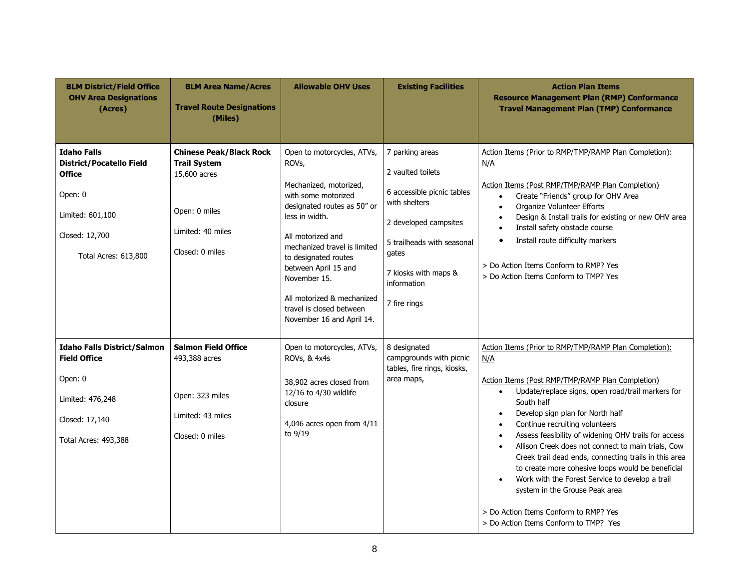| BLM District/Field Office OHV Area Designations (Acres) | BLM Area Name/Acres<br><br>Travel Route Designations (Miles) | Allowable OHV Uses | Existing Facilities | Action Plan Items<br>Resource Management Plan (RMP) Conformance<br>Travel Management Plan (TMP) Conformance |
|---|---|---|---|---|
| **Idaho Falls District/Pocatello Field Office**<br><br>Open: 0<br><br>Limited: 601,100<br><br>Closed: 12,700<br><br>Total Acres: 613,800 | **Chinese Peak/Black Rock Trail System**<br>15,600 acres<br><br>Open: 0 miles<br><br>Limited: 40 miles<br><br>Closed: 0 miles | Open to motorcycles, ATVs, ROVs,<br><br>Mechanized, motorized, with some motorized designated routes as 50" or less in width.<br><br>All motorized and mechanized travel is limited to designated routes between April 15 and November 15.<br><br>All motorized & mechanized travel is closed between November 16 and April 14. | 7 parking areas<br><br>2 vaulted toilets<br><br>6 accessible picnic tables with shelters<br><br>2 developed campsites<br><br>5 trailheads with seasonal gates<br><br>7 kiosks with maps & information<br><br>7 fire rings | Action Items (Prior to RMP/TMP/RAMP Plan Completion): N/A<br><br>Action Items (Post RMP/TMP/RAMP Plan Completion)<br>• Create "Friends" group for OHV Area<br>• Organize Volunteer Efforts<br>• Design & Install trails for existing or new OHV area<br>• Install safety obstacle course<br>• Install route difficulty markers<br><br>> Do Action Items Conform to RMP? Yes<br>> Do Action Items Conform to TMP? Yes |
| **Idaho Falls District/Salmon Field Office**<br><br>Open: 0<br><br>Limited: 476,248<br><br>Closed: 17,140<br><br>Total Acres: 493,388 | **Salmon Field Office**<br>493,388 acres<br><br>Open: 323 miles<br><br>Limited: 43 miles<br><br>Closed: 0 miles | Open to motorcycles, ATVs, ROVs, & 4x4s<br><br>38,902 acres closed from 12/16 to 4/30 wildlife closure<br><br>4,046 acres open from 4/11 to 9/19 | 8 designated campgrounds with picnic tables, fire rings, kiosks, area maps, | Action Items (Prior to RMP/TMP/RAMP Plan Completion): N/A<br><br>Action Items (Post RMP/TMP/RAMP Plan Completion)<br>• Update/replace signs, open road/trail markers for South half<br>• Develop sign plan for North half<br>• Continue recruiting volunteers<br>• Assess feasibility of widening OHV trails for access<br>• Allison Creek does not connect to main trials, Cow Creek trail dead ends, connecting trails in this area to create more cohesive loops would be beneficial<br>• Work with the Forest Service to develop a trail system in the Grouse Peak area<br><br>> Do Action Items Conform to RMP? Yes<br>> Do Action Items Conform to TMP? Yes |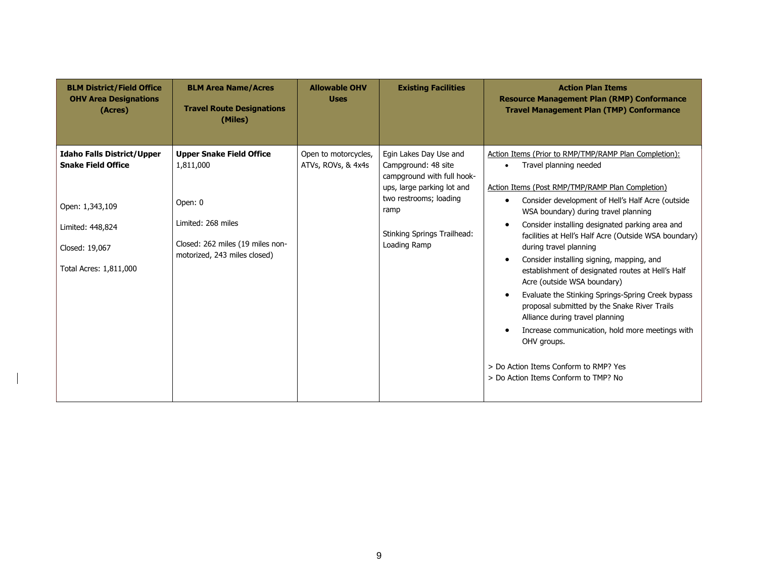| BLM District/Field Office OHV Area Designations (Acres) | BLM Area Name/Acres<br><br>Travel Route Designations (Miles) | Allowable OHV Uses | Existing Facilities | Action Plan Items<br>Resource Management Plan (RMP) Conformance<br>Travel Management Plan (TMP) Conformance |
|---|---|---|---|---|
| **Idaho Falls District/Upper Snake Field Office**<br><br>Open: 1,343,109<br><br>Limited: 448,824<br><br>Closed: 19,067<br><br>Total Acres: 1,811,000 | **Upper Snake Field Office**<br>1,811,000<br><br>Open: 0<br><br>Limited: 268 miles<br><br>Closed: 262 miles (19 miles non-motorized, 243 miles closed) | Open to motorcycles, ATVs, ROVs, & 4x4s | Egin Lakes Day Use and Campground: 48 site campground with full hook-ups, large parking lot and two restrooms; loading ramp<br><br>Stinking Springs Trailhead: Loading Ramp | Action Items (Prior to RMP/TMP/RAMP Plan Completion):<br>• Travel planning needed<br><br>Action Items (Post RMP/TMP/RAMP Plan Completion)<br>• Consider development of Hell's Half Acre (outside WSA boundary) during travel planning<br>• Consider installing designated parking area and facilities at Hell's Half Acre (Outside WSA boundary) during travel planning<br>• Consider installing signing, mapping, and establishment of designated routes at Hell's Half Acre (outside WSA boundary)<br>• Evaluate the Stinking Springs-Spring Creek bypass proposal submitted by the Snake River Trails Alliance during travel planning<br>• Increase communication, hold more meetings with OHV groups.<br><br>> Do Action Items Conform to RMP? Yes<br>> Do Action Items Conform to TMP? No |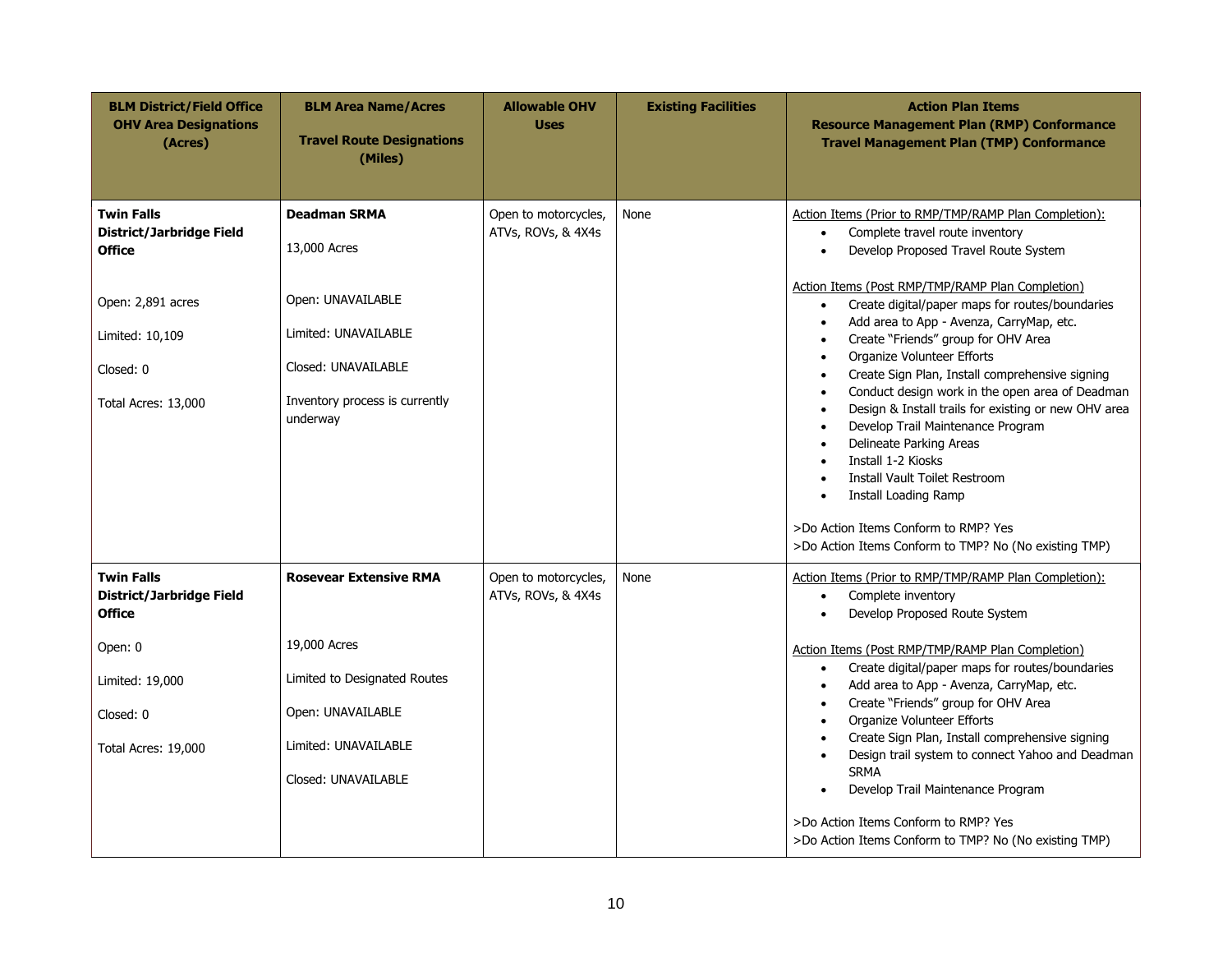| BLM District/Field Office OHV Area Designations (Acres) | BLM Area Name/Acres<br><br>Travel Route Designations (Miles) | Allowable OHV Uses | Existing Facilities | Action Plan Items<br>Resource Management Plan (RMP) Conformance<br>Travel Management Plan (TMP) Conformance |
|---|---|---|---|---|
| **Twin Falls District/Jarbridge Field Office**<br><br>Open: 2,891 acres<br><br>Limited: 10,109<br><br>Closed: 0<br><br>Total Acres: 13,000 | **Deadman SRMA**<br><br>13,000 Acres<br><br>Open: UNAVAILABLE<br><br>Limited: UNAVAILABLE<br><br>Closed: UNAVAILABLE<br><br>Inventory process is currently underway | Open to motorcycles, ATVs, ROVs, & 4X4s | None | Action Items (Prior to RMP/TMP/RAMP Plan Completion):<br>• Complete travel route inventory<br>• Develop Proposed Travel Route System<br><br>Action Items (Post RMP/TMP/RAMP Plan Completion)<br>• Create digital/paper maps for routes/boundaries<br>• Add area to App - Avenza, CarryMap, etc.<br>• Create "Friends" group for OHV Area<br>• Organize Volunteer Efforts<br>• Create Sign Plan, Install comprehensive signing<br>• Conduct design work in the open area of Deadman<br>• Design & Install trails for existing or new OHV area<br>• Develop Trail Maintenance Program<br>• Delineate Parking Areas<br>• Install 1-2 Kiosks<br>• Install Vault Toilet Restroom<br>• Install Loading Ramp<br><br>>Do Action Items Conform to RMP? Yes<br>>Do Action Items Conform to TMP? No (No existing TMP) |
| **Twin Falls District/Jarbridge Field Office**<br><br>Open: 0<br><br>Limited: 19,000<br><br>Closed: 0<br><br>Total Acres: 19,000 | **Rosevear Extensive RMA**<br><br>19,000 Acres<br><br>Limited to Designated Routes<br><br>Open: UNAVAILABLE<br><br>Limited: UNAVAILABLE<br><br>Closed: UNAVAILABLE | Open to motorcycles, ATVs, ROVs, & 4X4s | None | Action Items (Prior to RMP/TMP/RAMP Plan Completion):<br>• Complete inventory<br>• Develop Proposed Route System<br><br>Action Items (Post RMP/TMP/RAMP Plan Completion)<br>• Create digital/paper maps for routes/boundaries<br>• Add area to App - Avenza, CarryMap, etc.<br>• Create "Friends" group for OHV Area<br>• Organize Volunteer Efforts<br>• Create Sign Plan, Install comprehensive signing<br>• Design trail system to connect Yahoo and Deadman SRMA<br>• Develop Trail Maintenance Program<br><br>>Do Action Items Conform to RMP? Yes<br>>Do Action Items Conform to TMP? No (No existing TMP) |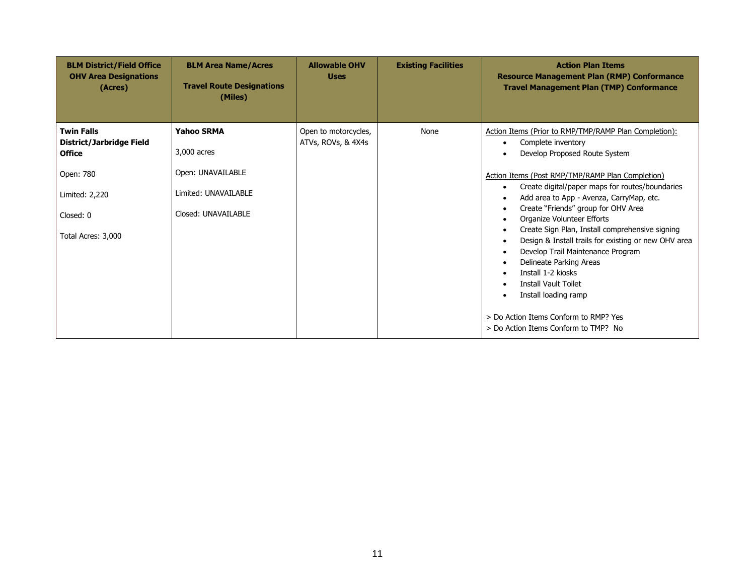| **BLM District/Field Office OHV Area Designations (Acres)** | **BLM Area Name/Acres<br><br>Travel Route Designations (Miles)** | **Allowable OHV Uses** | **Existing Facilities** | **Action Plan Items<br>Resource Management Plan (RMP) Conformance<br>Travel Management Plan (TMP) Conformance** |
|---|---|---|---|---|
| **Twin Falls District/Jarbridge Field Office**<br><br>Open: 780<br><br>Limited: 2,220<br><br>Closed: 0<br><br>Total Acres: 3,000 | **Yahoo SRMA**<br><br>3,000 acres<br><br>Open: UNAVAILABLE<br><br>Limited: UNAVAILABLE<br><br>Closed: UNAVAILABLE | Open to motorcycles, ATVs, ROVs, & 4X4s | None | Action Items (Prior to RMP/TMP/RAMP Plan Completion):<br>• Complete inventory<br>• Develop Proposed Route System<br><br>Action Items (Post RMP/TMP/RAMP Plan Completion)<br>• Create digital/paper maps for routes/boundaries<br>• Add area to App - Avenza, CarryMap, etc.<br>• Create "Friends" group for OHV Area<br>• Organize Volunteer Efforts<br>• Create Sign Plan, Install comprehensive signing<br>• Design & Install trails for existing or new OHV area<br>• Develop Trail Maintenance Program<br>• Delineate Parking Areas<br>• Install 1-2 kiosks<br>• Install Vault Toilet<br>• Install loading ramp<br><br>> Do Action Items Conform to RMP? Yes<br>> Do Action Items Conform to TMP? No |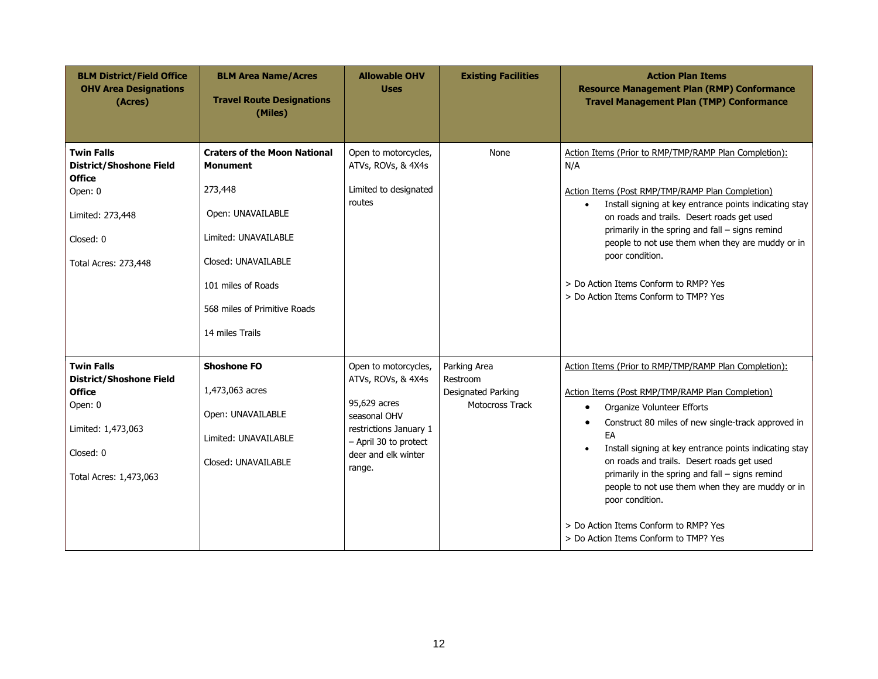| **BLM District/Field Office OHV Area Designations (Acres)** | **BLM Area Name/Acres<br><br>Travel Route Designations (Miles)** | **Allowable OHV Uses** | **Existing Facilities** | **Action Plan Items<br>Resource Management Plan (RMP) Conformance<br>Travel Management Plan (TMP) Conformance** |
|---|---|---|---|---|
| **Twin Falls District/Shoshone Field Office**<br>Open: 0<br><br>Limited: 273,448<br><br>Closed: 0<br><br>Total Acres: 273,448 | **Craters of the Moon National Monument**<br><br>273,448<br><br>Open: UNAVAILABLE<br><br>Limited: UNAVAILABLE<br><br>Closed: UNAVAILABLE<br><br>101 miles of Roads<br><br>568 miles of Primitive Roads<br><br>14 miles Trails | Open to motorcycles, ATVs, ROVs, & 4X4s<br><br>Limited to designated routes | None | Action Items (Prior to RMP/TMP/RAMP Plan Completion):<br>N/A<br><br>Action Items (Post RMP/TMP/RAMP Plan Completion)<br>• Install signing at key entrance points indicating stay on roads and trails. Desert roads get used primarily in the spring and fall – signs remind people to not use them when they are muddy or in poor condition.<br><br>> Do Action Items Conform to RMP? Yes<br>> Do Action Items Conform to TMP? Yes |
| **Twin Falls District/Shoshone Field Office**<br>Open: 0<br><br>Limited: 1,473,063<br><br>Closed: 0<br><br>Total Acres: 1,473,063 | **Shoshone FO**<br><br>1,473,063 acres<br><br>Open: UNAVAILABLE<br><br>Limited: UNAVAILABLE<br><br>Closed: UNAVAILABLE | Open to motorcycles, ATVs, ROVs, & 4X4s<br><br>95,629 acres seasonal OHV restrictions January 1 – April 30 to protect deer and elk winter range. | Parking Area<br>Restroom<br>Designated Parking<br>Motocross Track | Action Items (Prior to RMP/TMP/RAMP Plan Completion):<br><br>Action Items (Post RMP/TMP/RAMP Plan Completion)<br>• Organize Volunteer Efforts<br>• Construct 80 miles of new single-track approved in EA<br>• Install signing at key entrance points indicating stay on roads and trails. Desert roads get used primarily in the spring and fall – signs remind people to not use them when they are muddy or in poor condition.<br><br>> Do Action Items Conform to RMP? Yes<br>> Do Action Items Conform to TMP? Yes |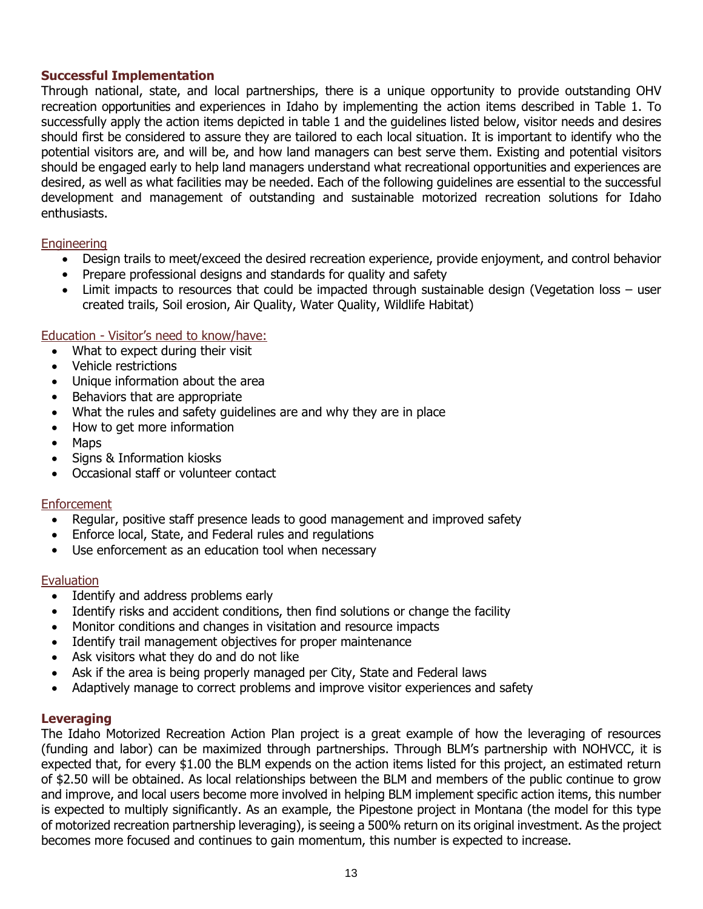## Successful Implementation

Through national, state, and local partnerships, there is a unique opportunity to provide outstanding OHV recreation opportunities and experiences in Idaho by implementing the action items described in Table 1. To successfully apply the action items depicted in table 1 and the guidelines listed below, visitor needs and desires should first be considered to assure they are tailored to each local situation. It is important to identify who the potential visitors are, and will be, and how land managers can best serve them. Existing and potential visitors should be engaged early to help land managers understand what recreational opportunities and experiences are desired, as well as what facilities may be needed. Each of the following guidelines are essential to the successful development and management of outstanding and sustainable motorized recreation solutions for Idaho enthusiasts.

### Engineering

- Design trails to meet/exceed the desired recreation experience, provide enjoyment, and control behavior
- Prepare professional designs and standards for quality and safety
- Limit impacts to resources that could be impacted through sustainable design (Vegetation loss – user created trails, Soil erosion, Air Quality, Water Quality, Wildlife Habitat)

### Education - Visitor's need to know/have:

- What to expect during their visit
- Vehicle restrictions
- Unique information about the area
- Behaviors that are appropriate
- What the rules and safety guidelines are and why they are in place
- How to get more information
- Maps
- Signs & Information kiosks
- Occasional staff or volunteer contact

### Enforcement

- Regular, positive staff presence leads to good management and improved safety
- Enforce local, State, and Federal rules and regulations
- Use enforcement as an education tool when necessary

### Evaluation

- Identify and address problems early
- Identify risks and accident conditions, then find solutions or change the facility
- Monitor conditions and changes in visitation and resource impacts
- Identify trail management objectives for proper maintenance
- Ask visitors what they do and do not like
- Ask if the area is being properly managed per City, State and Federal laws
- Adaptively manage to correct problems and improve visitor experiences and safety

## Leveraging

The Idaho Motorized Recreation Action Plan project is a great example of how the leveraging of resources (funding and labor) can be maximized through partnerships. Through BLM's partnership with NOHVCC, it is expected that, for every $1.00 the BLM expends on the action items listed for this project, an estimated return of $2.50 will be obtained. As local relationships between the BLM and members of the public continue to grow and improve, and local users become more involved in helping BLM implement specific action items, this number is expected to multiply significantly. As an example, the Pipestone project in Montana (the model for this type of motorized recreation partnership leveraging), is seeing a 500% return on its original investment. As the project becomes more focused and continues to gain momentum, this number is expected to increase.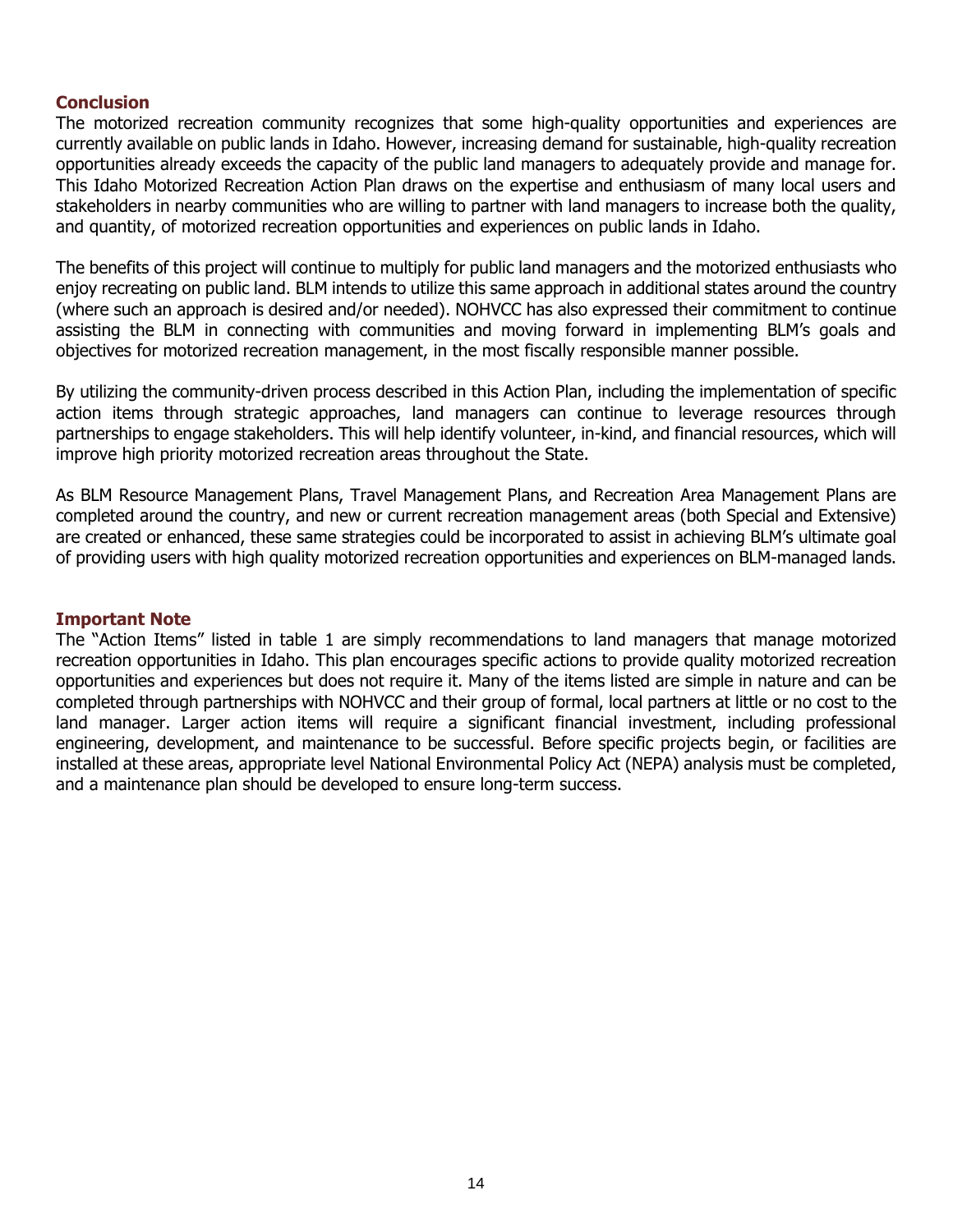## Conclusion

The motorized recreation community recognizes that some high-quality opportunities and experiences are currently available on public lands in Idaho. However, increasing demand for sustainable, high-quality recreation opportunities already exceeds the capacity of the public land managers to adequately provide and manage for. This Idaho Motorized Recreation Action Plan draws on the expertise and enthusiasm of many local users and stakeholders in nearby communities who are willing to partner with land managers to increase both the quality, and quantity, of motorized recreation opportunities and experiences on public lands in Idaho.

The benefits of this project will continue to multiply for public land managers and the motorized enthusiasts who enjoy recreating on public land. BLM intends to utilize this same approach in additional states around the country (where such an approach is desired and/or needed). NOHVCC has also expressed their commitment to continue assisting the BLM in connecting with communities and moving forward in implementing BLM's goals and objectives for motorized recreation management, in the most fiscally responsible manner possible.

By utilizing the community-driven process described in this Action Plan, including the implementation of specific action items through strategic approaches, land managers can continue to leverage resources through partnerships to engage stakeholders. This will help identify volunteer, in-kind, and financial resources, which will improve high priority motorized recreation areas throughout the State.

As BLM Resource Management Plans, Travel Management Plans, and Recreation Area Management Plans are completed around the country, and new or current recreation management areas (both Special and Extensive) are created or enhanced, these same strategies could be incorporated to assist in achieving BLM's ultimate goal of providing users with high quality motorized recreation opportunities and experiences on BLM-managed lands.

## Important Note

The "Action Items" listed in table 1 are simply recommendations to land managers that manage motorized recreation opportunities in Idaho. This plan encourages specific actions to provide quality motorized recreation opportunities and experiences but does not require it. Many of the items listed are simple in nature and can be completed through partnerships with NOHVCC and their group of formal, local partners at little or no cost to the land manager. Larger action items will require a significant financial investment, including professional engineering, development, and maintenance to be successful. Before specific projects begin, or facilities are installed at these areas, appropriate level National Environmental Policy Act (NEPA) analysis must be completed, and a maintenance plan should be developed to ensure long-term success.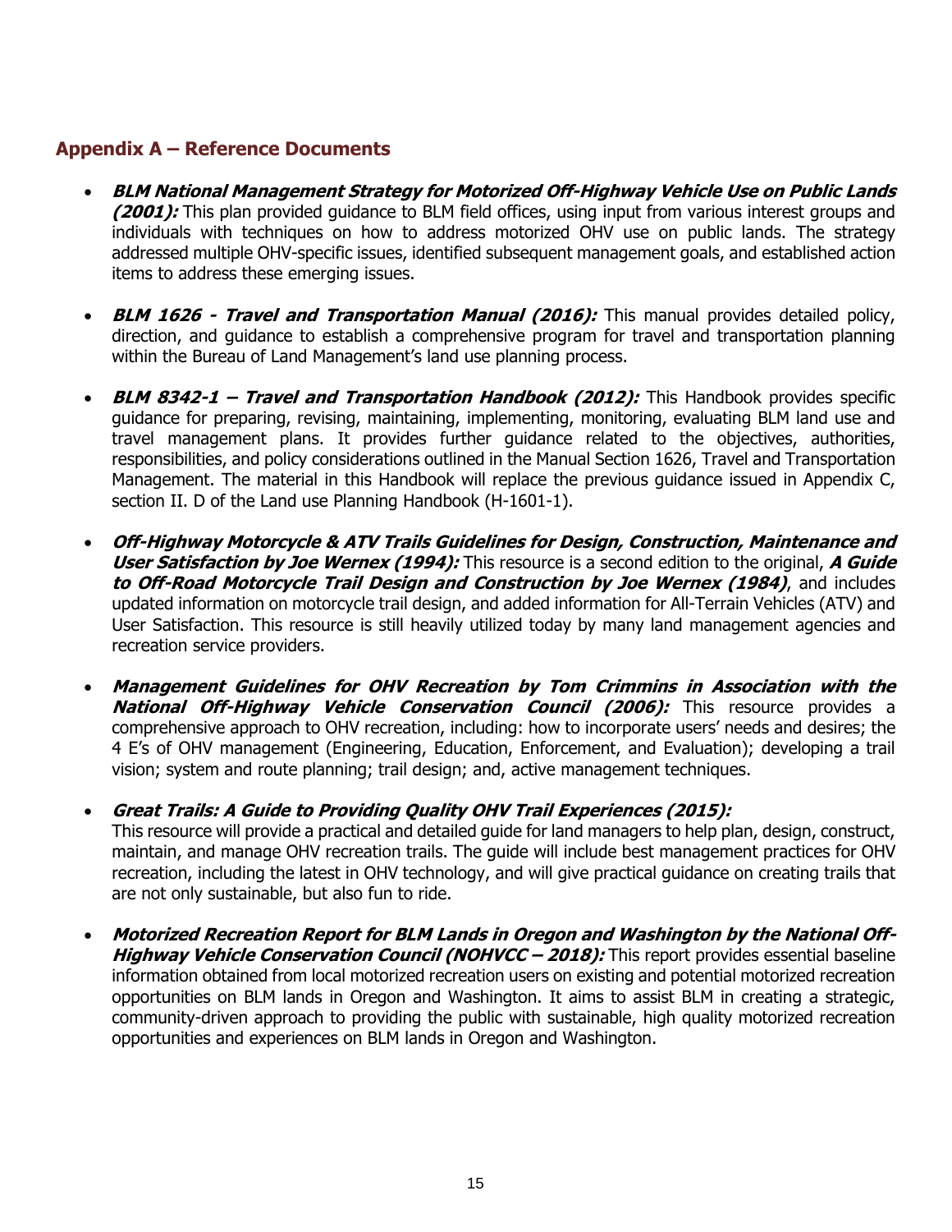## Appendix A – Reference Documents

- ***BLM National Management Strategy for Motorized Off-Highway Vehicle Use on Public Lands (2001):*** This plan provided guidance to BLM field offices, using input from various interest groups and individuals with techniques on how to address motorized OHV use on public lands. The strategy addressed multiple OHV-specific issues, identified subsequent management goals, and established action items to address these emerging issues.

- ***BLM 1626 - Travel and Transportation Manual (2016):*** This manual provides detailed policy, direction, and guidance to establish a comprehensive program for travel and transportation planning within the Bureau of Land Management's land use planning process.

- ***BLM 8342-1 – Travel and Transportation Handbook (2012):*** This Handbook provides specific guidance for preparing, revising, maintaining, implementing, monitoring, evaluating BLM land use and travel management plans. It provides further guidance related to the objectives, authorities, responsibilities, and policy considerations outlined in the Manual Section 1626, Travel and Transportation Management. The material in this Handbook will replace the previous guidance issued in Appendix C, section II. D of the Land use Planning Handbook (H-1601-1).

- ***Off-Highway Motorcycle & ATV Trails Guidelines for Design, Construction, Maintenance and User Satisfaction by Joe Wernex (1994):*** This resource is a second edition to the original, ***A Guide to Off-Road Motorcycle Trail Design and Construction by Joe Wernex (1984)***, and includes updated information on motorcycle trail design, and added information for All-Terrain Vehicles (ATV) and User Satisfaction. This resource is still heavily utilized today by many land management agencies and recreation service providers.

- ***Management Guidelines for OHV Recreation by Tom Crimmins in Association with the National Off-Highway Vehicle Conservation Council (2006):*** This resource provides a comprehensive approach to OHV recreation, including: how to incorporate users' needs and desires; the 4 E's of OHV management (Engineering, Education, Enforcement, and Evaluation); developing a trail vision; system and route planning; trail design; and, active management techniques.

- ***Great Trails: A Guide to Providing Quality OHV Trail Experiences (2015):***
  This resource will provide a practical and detailed guide for land managers to help plan, design, construct, maintain, and manage OHV recreation trails. The guide will include best management practices for OHV recreation, including the latest in OHV technology, and will give practical guidance on creating trails that are not only sustainable, but also fun to ride.

- ***Motorized Recreation Report for BLM Lands in Oregon and Washington by the National Off-Highway Vehicle Conservation Council (NOHVCC – 2018):*** This report provides essential baseline information obtained from local motorized recreation users on existing and potential motorized recreation opportunities on BLM lands in Oregon and Washington. It aims to assist BLM in creating a strategic, community-driven approach to providing the public with sustainable, high quality motorized recreation opportunities and experiences on BLM lands in Oregon and Washington.